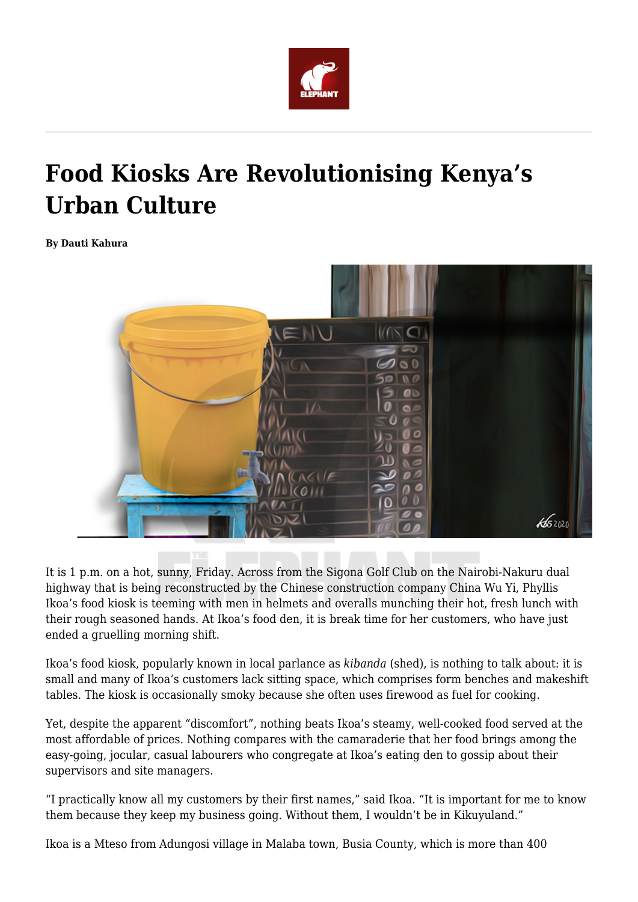# Food Kiosks Are Revolutionising Kenya's Urban Culture

**By Dauti Kahura**

It is 1 p.m. on a hot, sunny, Friday. Across from the Sigona Golf Club on the Nairobi-Nakuru dual highway that is being reconstructed by the Chinese construction company China Wu Yi, Phyllis Ikoa's food kiosk is teeming with men in helmets and overalls munching their hot, fresh lunch with their rough seasoned hands. At Ikoa's food den, it is break time for her customers, who have just ended a gruelling morning shift.

Ikoa's food kiosk, popularly known in local parlance as *kibanda* (shed), is nothing to talk about: it is small and many of Ikoa's customers lack sitting space, which comprises form benches and makeshift tables. The kiosk is occasionally smoky because she often uses firewood as fuel for cooking.

Yet, despite the apparent "discomfort", nothing beats Ikoa's steamy, well-cooked food served at the most affordable of prices. Nothing compares with the camaraderie that her food brings among the easy-going, jocular, casual labourers who congregate at Ikoa's eating den to gossip about their supervisors and site managers.

"I practically know all my customers by their first names," said Ikoa. "It is important for me to know them because they keep my business going. Without them, I wouldn't be in Kikuyuland."

Ikoa is a Mteso from Adungosi village in Malaba town, Busia County, which is more than 400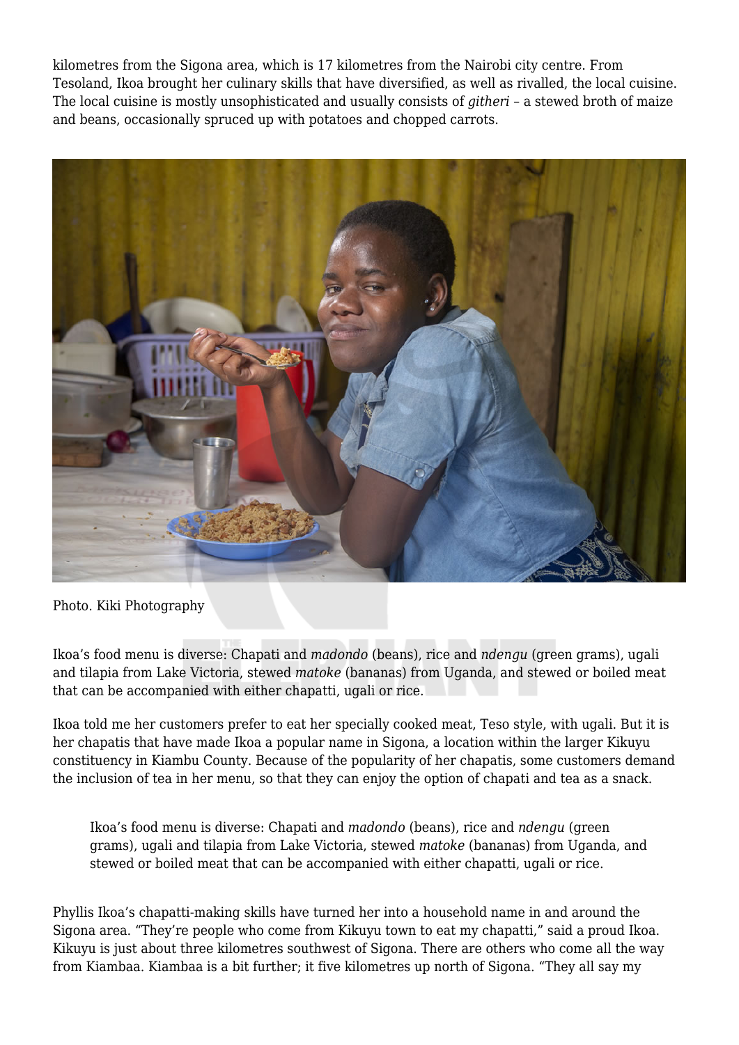kilometres from the Sigona area, which is 17 kilometres from the Nairobi city centre. From Tesoland, Ikoa brought her culinary skills that have diversified, as well as rivalled, the local cuisine. The local cuisine is mostly unsophisticated and usually consists of *githeri* – a stewed broth of maize and beans, occasionally spruced up with potatoes and chopped carrots.

Photo. Kiki Photography

Ikoa's food menu is diverse: Chapati and *madondo* (beans), rice and *ndengu* (green grams), ugali and tilapia from Lake Victoria, stewed *matoke* (bananas) from Uganda, and stewed or boiled meat that can be accompanied with either chapatti, ugali or rice.

Ikoa told me her customers prefer to eat her specially cooked meat, Teso style, with ugali. But it is her chapatis that have made Ikoa a popular name in Sigona, a location within the larger Kikuyu constituency in Kiambu County. Because of the popularity of her chapatis, some customers demand the inclusion of tea in her menu, so that they can enjoy the option of chapati and tea as a snack.

> Ikoa's food menu is diverse: Chapati and *madondo* (beans), rice and *ndengu* (green grams), ugali and tilapia from Lake Victoria, stewed *matoke* (bananas) from Uganda, and stewed or boiled meat that can be accompanied with either chapatti, ugali or rice.

Phyllis Ikoa's chapatti-making skills have turned her into a household name in and around the Sigona area. "They're people who come from Kikuyu town to eat my chapatti," said a proud Ikoa. Kikuyu is just about three kilometres southwest of Sigona. There are others who come all the way from Kiambaa. Kiambaa is a bit further; it five kilometres up north of Sigona. "They all say my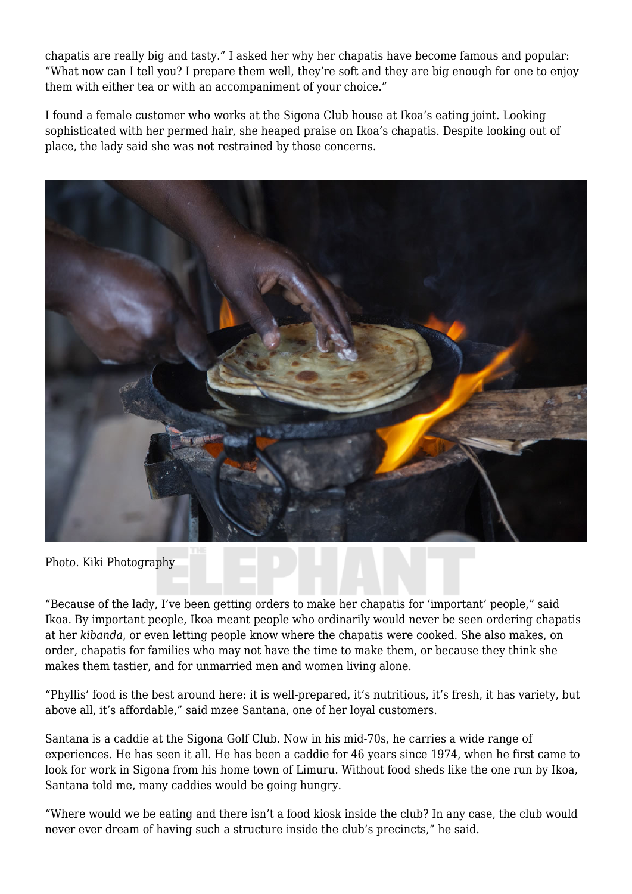chapatis are really big and tasty." I asked her why her chapatis have become famous and popular: "What now can I tell you? I prepare them well, they're soft and they are big enough for one to enjoy them with either tea or with an accompaniment of your choice."

I found a female customer who works at the Sigona Club house at Ikoa's eating joint. Looking sophisticated with her permed hair, she heaped praise on Ikoa's chapatis. Despite looking out of place, the lady said she was not restrained by those concerns.

Photo. Kiki Photography

"Because of the lady, I've been getting orders to make her chapatis for 'important' people," said Ikoa. By important people, Ikoa meant people who ordinarily would never be seen ordering chapatis at her *kibanda*, or even letting people know where the chapatis were cooked. She also makes, on order, chapatis for families who may not have the time to make them, or because they think she makes them tastier, and for unmarried men and women living alone.

"Phyllis' food is the best around here: it is well-prepared, it's nutritious, it's fresh, it has variety, but above all, it's affordable," said mzee Santana, one of her loyal customers.

Santana is a caddie at the Sigona Golf Club. Now in his mid-70s, he carries a wide range of experiences. He has seen it all. He has been a caddie for 46 years since 1974, when he first came to look for work in Sigona from his home town of Limuru. Without food sheds like the one run by Ikoa, Santana told me, many caddies would be going hungry.

"Where would we be eating and there isn't a food kiosk inside the club? In any case, the club would never ever dream of having such a structure inside the club's precincts," he said.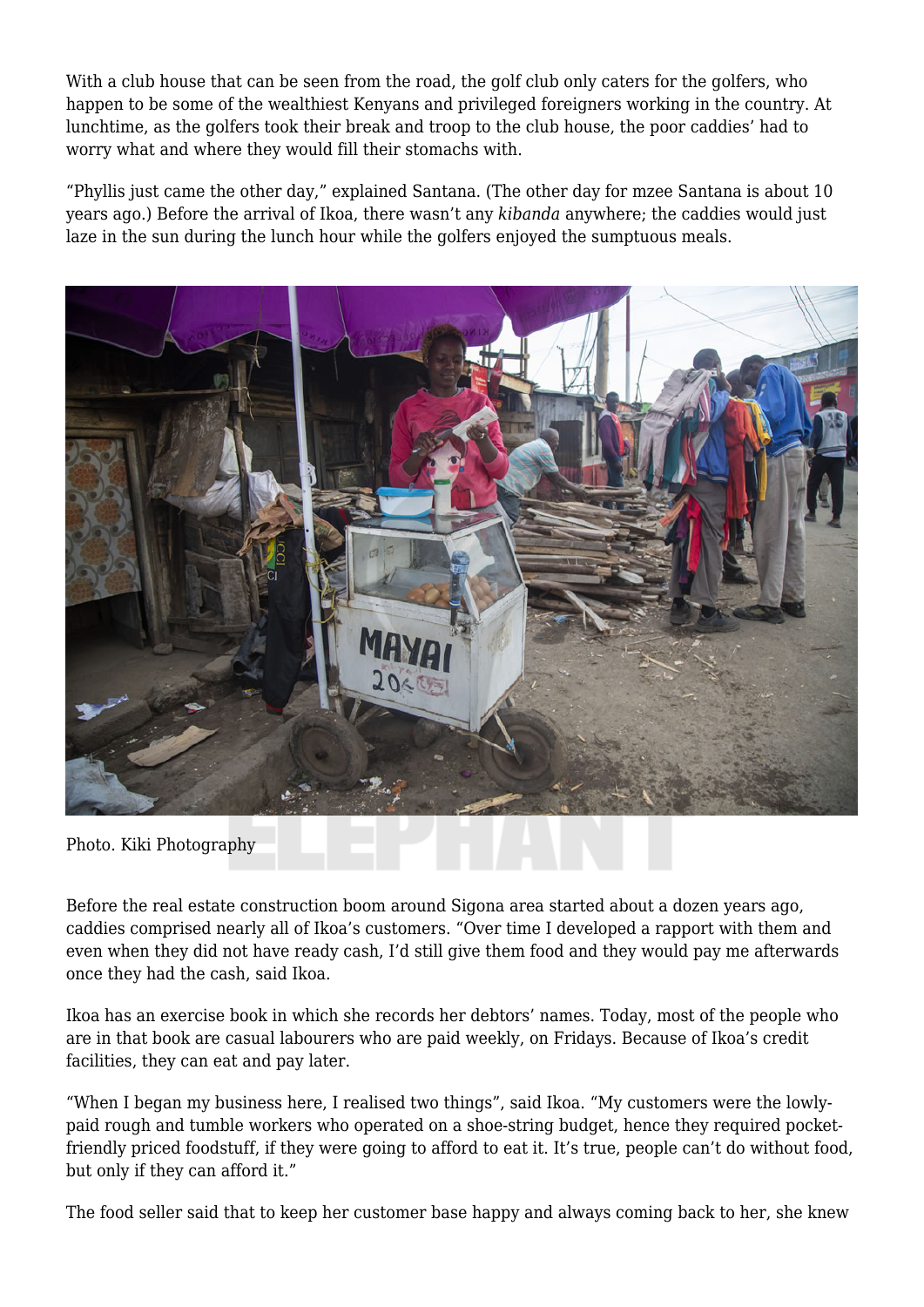With a club house that can be seen from the road, the golf club only caters for the golfers, who happen to be some of the wealthiest Kenyans and privileged foreigners working in the country. At lunchtime, as the golfers took their break and troop to the club house, the poor caddies' had to worry what and where they would fill their stomachs with.

"Phyllis just came the other day," explained Santana. (The other day for mzee Santana is about 10 years ago.) Before the arrival of Ikoa, there wasn't any *kibanda* anywhere; the caddies would just laze in the sun during the lunch hour while the golfers enjoyed the sumptuous meals.

Photo. Kiki Photography

Before the real estate construction boom around Sigona area started about a dozen years ago, caddies comprised nearly all of Ikoa's customers. "Over time I developed a rapport with them and even when they did not have ready cash, I'd still give them food and they would pay me afterwards once they had the cash, said Ikoa.

Ikoa has an exercise book in which she records her debtors' names. Today, most of the people who are in that book are casual labourers who are paid weekly, on Fridays. Because of Ikoa's credit facilities, they can eat and pay later.

"When I began my business here, I realised two things", said Ikoa. "My customers were the lowly-paid rough and tumble workers who operated on a shoe-string budget, hence they required pocket-friendly priced foodstuff, if they were going to afford to eat it. It's true, people can't do without food, but only if they can afford it."

The food seller said that to keep her customer base happy and always coming back to her, she knew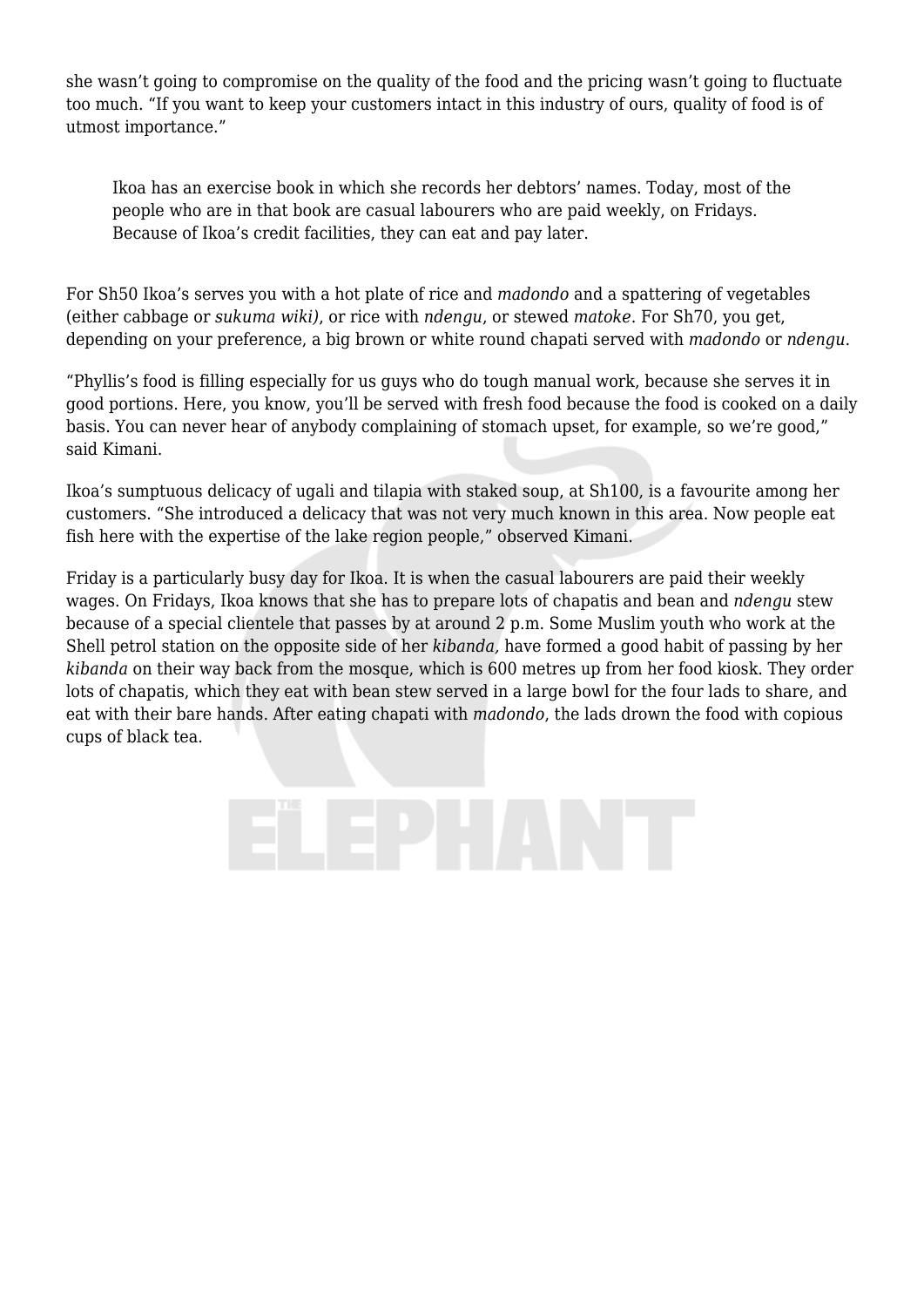she wasn't going to compromise on the quality of the food and the pricing wasn't going to fluctuate too much. "If you want to keep your customers intact in this industry of ours, quality of food is of utmost importance."

> Ikoa has an exercise book in which she records her debtors' names. Today, most of the people who are in that book are casual labourers who are paid weekly, on Fridays. Because of Ikoa's credit facilities, they can eat and pay later.

For Sh50 Ikoa's serves you with a hot plate of rice and *madondo* and a spattering of vegetables (either cabbage or *sukuma wiki)*, or rice with *ndengu*, or stewed *matoke*. For Sh70, you get, depending on your preference, a big brown or white round chapati served with *madondo* or *ndengu*.

"Phyllis's food is filling especially for us guys who do tough manual work, because she serves it in good portions. Here, you know, you'll be served with fresh food because the food is cooked on a daily basis. You can never hear of anybody complaining of stomach upset, for example, so we're good," said Kimani.

Ikoa's sumptuous delicacy of ugali and tilapia with staked soup, at Sh100, is a favourite among her customers. "She introduced a delicacy that was not very much known in this area. Now people eat fish here with the expertise of the lake region people," observed Kimani.

Friday is a particularly busy day for Ikoa. It is when the casual labourers are paid their weekly wages. On Fridays, Ikoa knows that she has to prepare lots of chapatis and bean and *ndengu* stew because of a special clientele that passes by at around 2 p.m. Some Muslim youth who work at the Shell petrol station on the opposite side of her *kibanda,* have formed a good habit of passing by her *kibanda* on their way back from the mosque, which is 600 metres up from her food kiosk. They order lots of chapatis, which they eat with bean stew served in a large bowl for the four lads to share, and eat with their bare hands. After eating chapati with *madondo*, the lads drown the food with copious cups of black tea.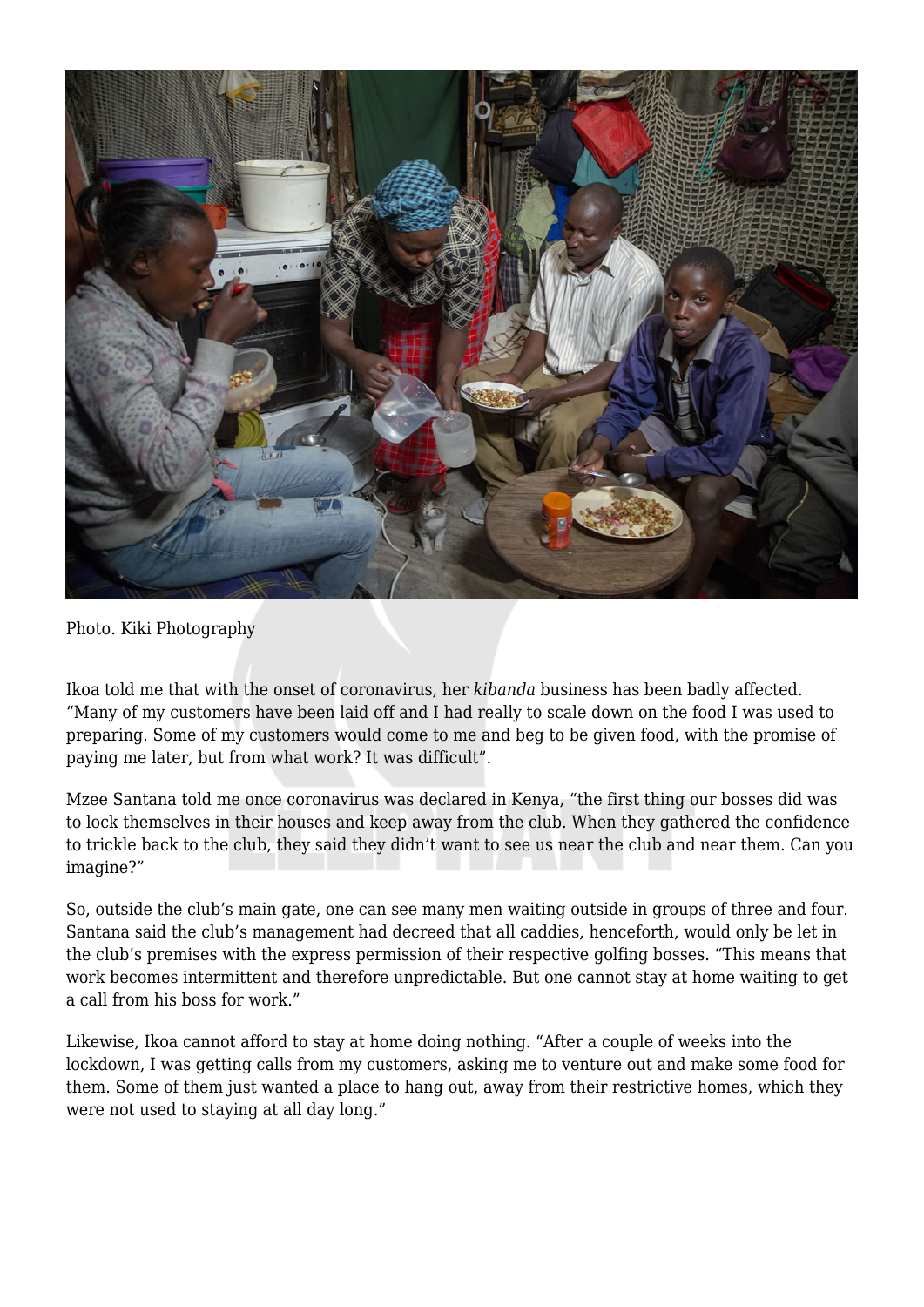Photo. Kiki Photography

Ikoa told me that with the onset of coronavirus, her *kibanda* business has been badly affected. "Many of my customers have been laid off and I had really to scale down on the food I was used to preparing. Some of my customers would come to me and beg to be given food, with the promise of paying me later, but from what work? It was difficult".

Mzee Santana told me once coronavirus was declared in Kenya, "the first thing our bosses did was to lock themselves in their houses and keep away from the club. When they gathered the confidence to trickle back to the club, they said they didn't want to see us near the club and near them. Can you imagine?"

So, outside the club's main gate, one can see many men waiting outside in groups of three and four. Santana said the club's management had decreed that all caddies, henceforth, would only be let in the club's premises with the express permission of their respective golfing bosses. "This means that work becomes intermittent and therefore unpredictable. But one cannot stay at home waiting to get a call from his boss for work."

Likewise, Ikoa cannot afford to stay at home doing nothing. "After a couple of weeks into the lockdown, I was getting calls from my customers, asking me to venture out and make some food for them. Some of them just wanted a place to hang out, away from their restrictive homes, which they were not used to staying at all day long."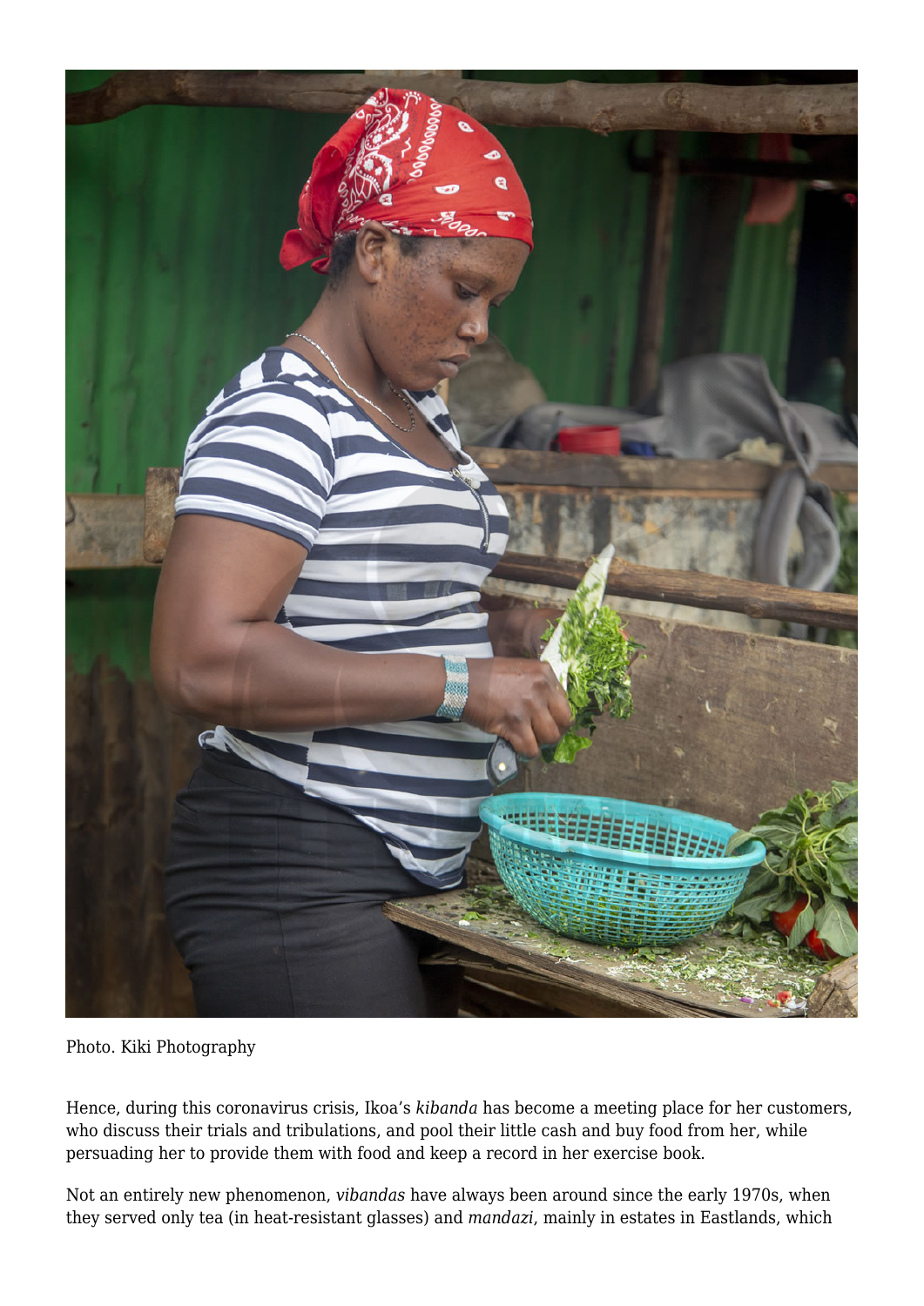Photo. Kiki Photography

Hence, during this coronavirus crisis, Ikoa's *kibanda* has become a meeting place for her customers, who discuss their trials and tribulations, and pool their little cash and buy food from her, while persuading her to provide them with food and keep a record in her exercise book.

Not an entirely new phenomenon, *vibandas* have always been around since the early 1970s, when they served only tea (in heat-resistant glasses) and *mandazi*, mainly in estates in Eastlands, which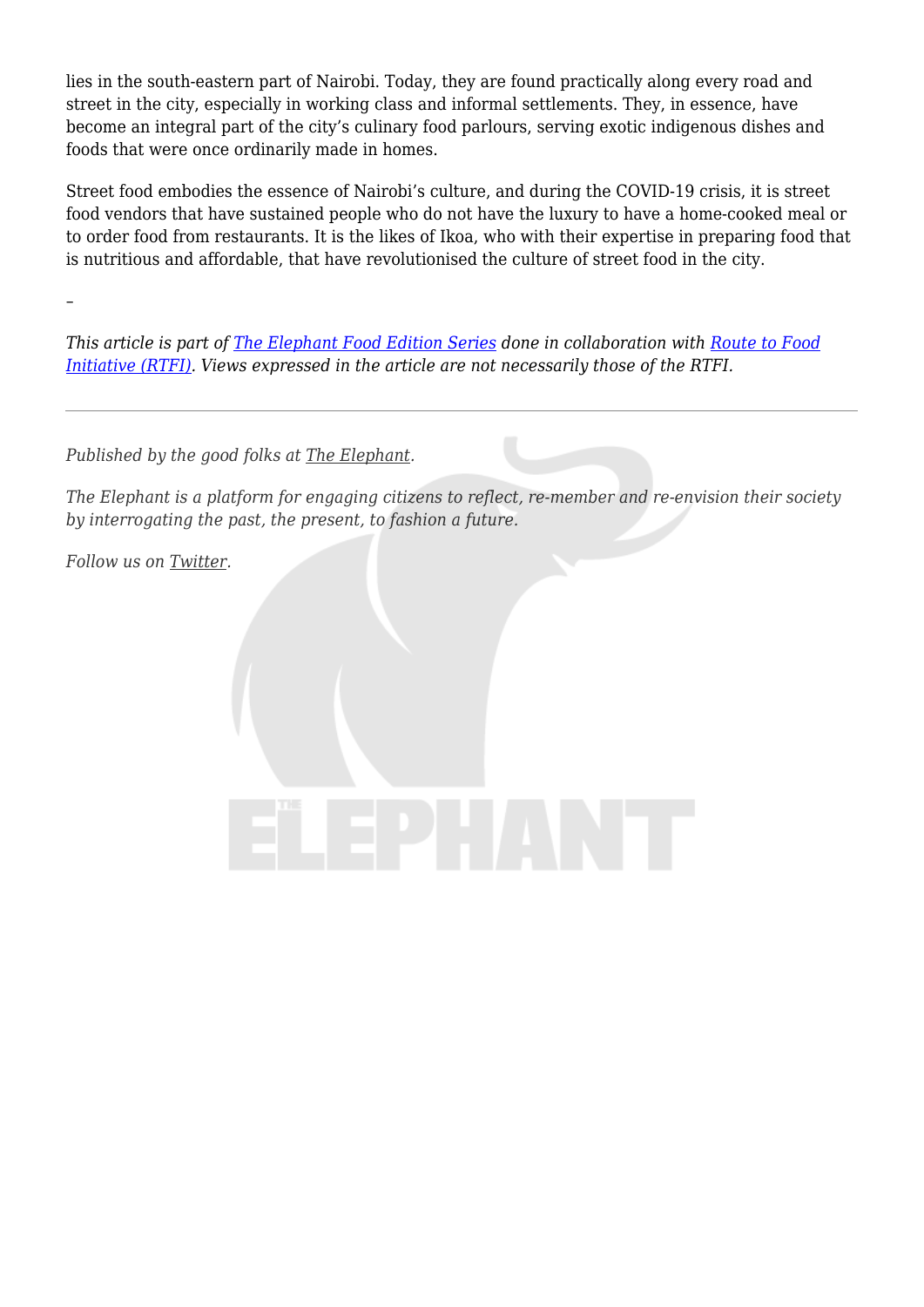lies in the south-eastern part of Nairobi. Today, they are found practically along every road and street in the city, especially in working class and informal settlements. They, in essence, have become an integral part of the city's culinary food parlours, serving exotic indigenous dishes and foods that were once ordinarily made in homes.

Street food embodies the essence of Nairobi's culture, and during the COVID-19 crisis, it is street food vendors that have sustained people who do not have the luxury to have a home-cooked meal or to order food from restaurants. It is the likes of Ikoa, who with their expertise in preparing food that is nutritious and affordable, that have revolutionised the culture of street food in the city.

–

*This article is part of The Elephant Food Edition Series done in collaboration with Route to Food Initiative (RTFI). Views expressed in the article are not necessarily those of the RTFI.*

---

*Published by the good folks at The Elephant.*

*The Elephant is a platform for engaging citizens to reflect, re-member and re-envision their society by interrogating the past, the present, to fashion a future.*

*Follow us on Twitter.*